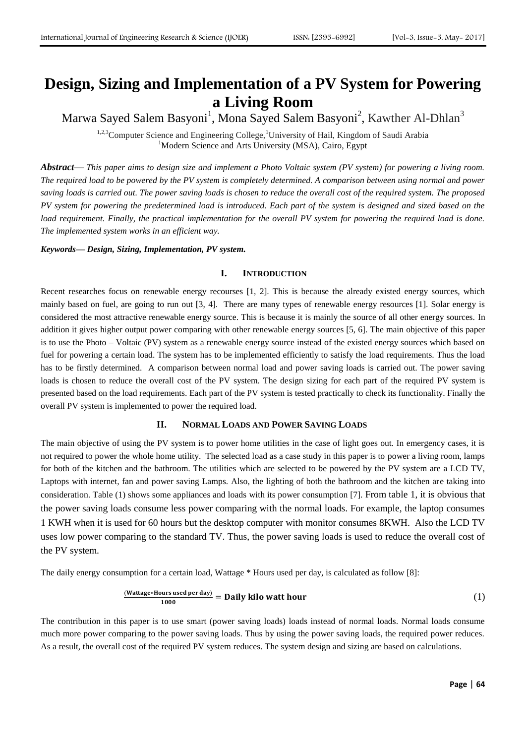# Design, Sizing and Implementation of a PV System for Powering a Living Room

Marwa Sayed Salem Basyoni[1], Mona Sayed Salem Basyoni[2], Kawther Al-Dhlan[3]

[1,2,3]Computer Science and Engineering College,[1]University of Hail, Kingdom of Saudi Arabia
[1]Modern Science and Arts University (MSA), Cairo, Egypt

***Abstract*— *This paper aims to design size and implement a Photo Voltaic system (PV system) for powering a living room. The required load to be powered by the PV system is completely determined. A comparison between using normal and power saving loads is carried out. The power saving loads is chosen to reduce the overall cost of the required system. The proposed PV system for powering the predetermined load is introduced. Each part of the system is designed and sized based on the load requirement. Finally, the practical implementation for the overall PV system for powering the required load is done. The implemented system works in an efficient way.***

***Keywords*— *Design, Sizing, Implementation, PV system.***

## I. INTRODUCTION

Recent researches focus on renewable energy recourses [1, 2]. This is because the already existed energy sources, which mainly based on fuel, are going to run out [3, 4]. There are many types of renewable energy resources [1]. Solar energy is considered the most attractive renewable energy source. This is because it is mainly the source of all other energy sources. In addition it gives higher output power comparing with other renewable energy sources [5, 6]. The main objective of this paper is to use the Photo – Voltaic (PV) system as a renewable energy source instead of the existed energy sources which based on fuel for powering a certain load. The system has to be implemented efficiently to satisfy the load requirements. Thus the load has to be firstly determined. A comparison between normal load and power saving loads is carried out. The power saving loads is chosen to reduce the overall cost of the PV system. The design sizing for each part of the required PV system is presented based on the load requirements. Each part of the PV system is tested practically to check its functionality. Finally the overall PV system is implemented to power the required load.

## II. NORMAL LOADS AND POWER SAVING LOADS

The main objective of using the PV system is to power home utilities in the case of light goes out. In emergency cases, it is not required to power the whole home utility. The selected load as a case study in this paper is to power a living room, lamps for both of the kitchen and the bathroom. The utilities which are selected to be powered by the PV system are a LCD TV, Laptops with internet, fan and power saving Lamps. Also, the lighting of both the bathroom and the kitchen are taking into consideration. Table (1) shows some appliances and loads with its power consumption [7]. From table 1, it is obvious that the power saving loads consume less power comparing with the normal loads. For example, the laptop consumes 1 KWH when it is used for 60 hours but the desktop computer with monitor consumes 8KWH. Also the LCD TV uses low power comparing to the standard TV. Thus, the power saving loads is used to reduce the overall cost of the PV system.

The daily energy consumption for a certain load, Wattage * Hours used per day, is calculated as follow [8]:

$$\frac{(\textbf{Wattage}*\textbf{Hours used per day})}{\textbf{1000}} = \textbf{Daily kilo watt hour} \tag{1}$$

The contribution in this paper is to use smart (power saving loads) loads instead of normal loads. Normal loads consume much more power comparing to the power saving loads. Thus by using the power saving loads, the required power reduces. As a result, the overall cost of the required PV system reduces. The system design and sizing are based on calculations.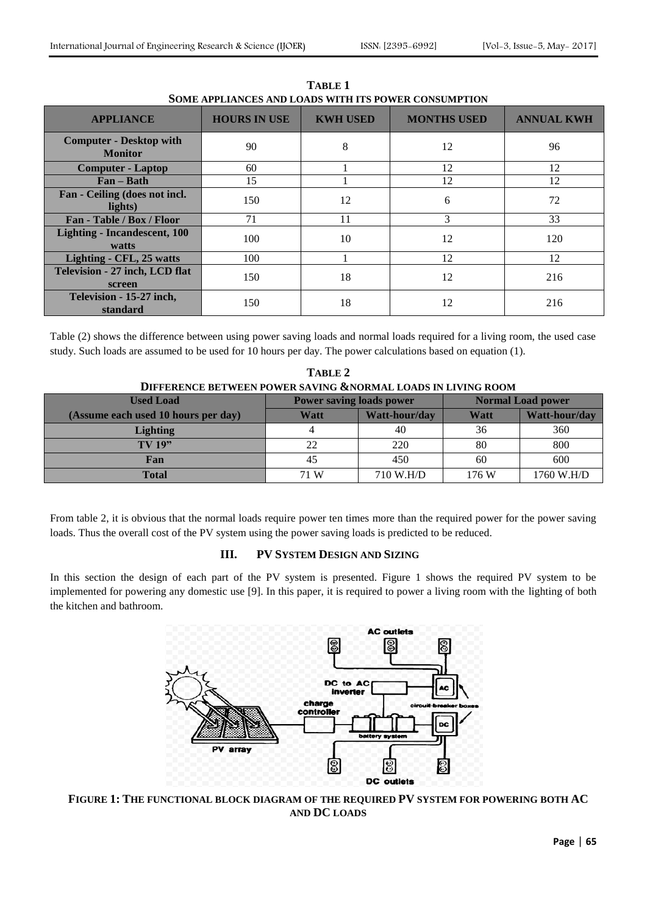**TABLE 1**
**SOME APPLIANCES AND LOADS WITH ITS POWER CONSUMPTION**

| APPLIANCE | HOURS IN USE | KWH USED | MONTHS USED | ANNUAL KWH |
|---|---|---|---|---|
| **Computer - Desktop with Monitor** | 90 | 8 | 12 | 96 |
| **Computer - Laptop** | 60 | 1 | 12 | 12 |
| **Fan – Bath** | 15 | 1 | 12 | 12 |
| **Fan - Ceiling (does not incl. lights)** | 150 | 12 | 6 | 72 |
| **Fan - Table / Box / Floor** | 71 | 11 | 3 | 33 |
| **Lighting - Incandescent, 100 watts** | 100 | 10 | 12 | 120 |
| **Lighting - CFL, 25 watts** | 100 | 1 | 12 | 12 |
| **Television - 27 inch, LCD flat screen** | 150 | 18 | 12 | 216 |
| **Television - 15-27 inch, standard** | 150 | 18 | 12 | 216 |

Table (2) shows the difference between using power saving loads and normal loads required for a living room, the used case study. Such loads are assumed to be used for 10 hours per day. The power calculations based on equation (1).

**TABLE 2**
**DIFFERENCE BETWEEN POWER SAVING &NORMAL LOADS IN LIVING ROOM**

| Used Load | Power saving loads power | | Normal Load power | |
|---|---|---|---|---|
| (Assume each used 10 hours per day) | Watt | Watt-hour/day | Watt | Watt-hour/day |
| **Lighting** | 4 | 40 | 36 | 360 |
| **TV 19"** | 22 | 220 | 80 | 800 |
| **Fan** | 45 | 450 | 60 | 600 |
| **Total** | 71 W | 710 W.H/D | 176 W | 1760 W.H/D |

From table 2, it is obvious that the normal loads require power ten times more than the required power for the power saving loads. Thus the overall cost of the PV system using the power saving loads is predicted to be reduced.

## III. PV SYSTEM DESIGN AND SIZING

In this section the design of each part of the PV system is presented. Figure 1 shows the required PV system to be implemented for powering any domestic use [9]. In this paper, it is required to power a living room with the lighting of both the kitchen and bathroom.

**FIGURE 1: THE FUNCTIONAL BLOCK DIAGRAM OF THE REQUIRED PV SYSTEM FOR POWERING BOTH AC AND DC LOADS**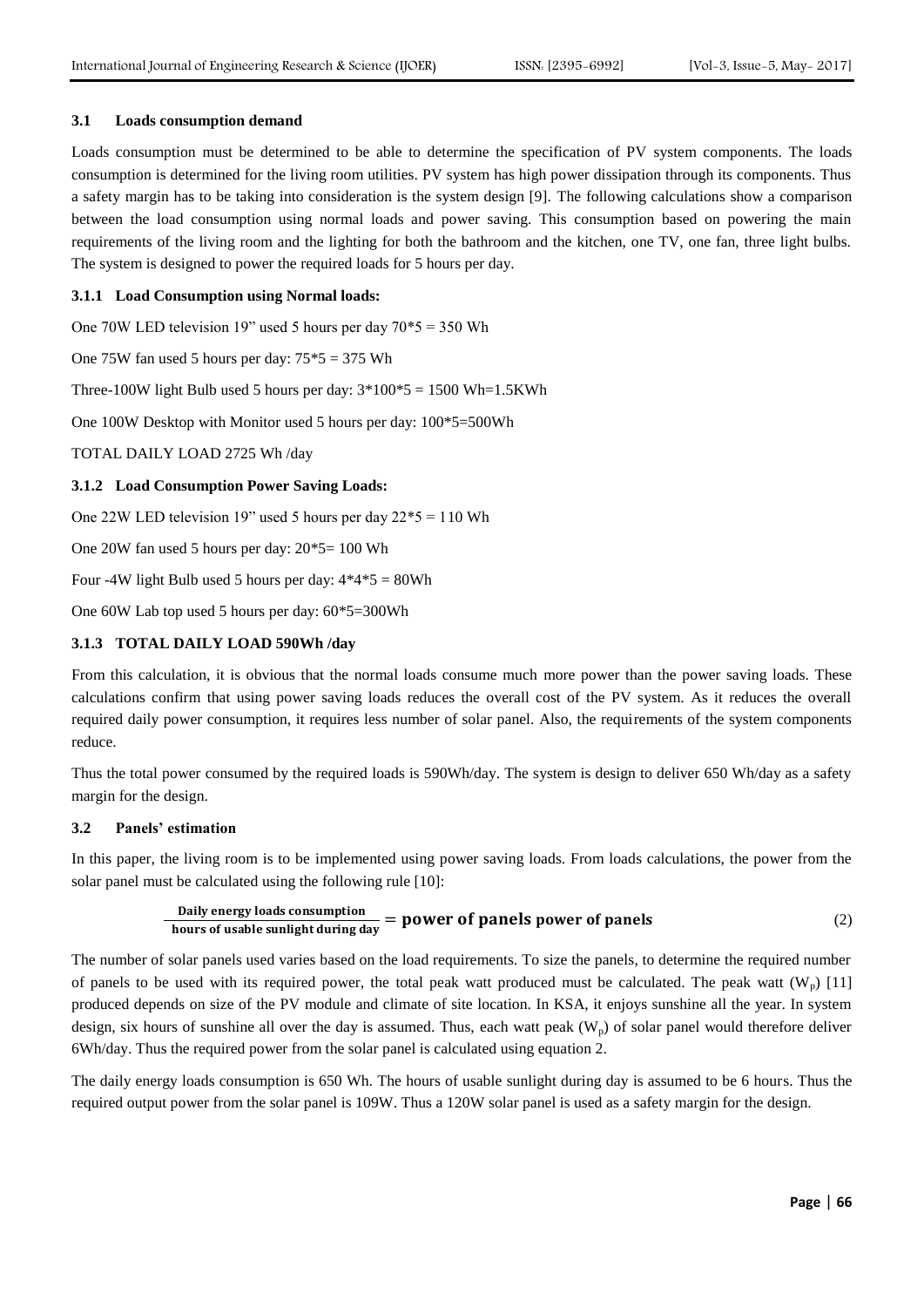### 3.1 Loads consumption demand

Loads consumption must be determined to be able to determine the specification of PV system components. The loads consumption is determined for the living room utilities. PV system has high power dissipation through its components. Thus a safety margin has to be taking into consideration is the system design [9]. The following calculations show a comparison between the load consumption using normal loads and power saving. This consumption based on powering the main requirements of the living room and the lighting for both the bathroom and the kitchen, one TV, one fan, three light bulbs. The system is designed to power the required loads for 5 hours per day.

#### 3.1.1 Load Consumption using Normal loads:

One 70W LED television 19" used 5 hours per day 70*5 = 350 Wh

One 75W fan used 5 hours per day: 75*5 = 375 Wh

Three-100W light Bulb used 5 hours per day: 3*100*5 = 1500 Wh=1.5KWh

One 100W Desktop with Monitor used 5 hours per day: 100*5=500Wh

TOTAL DAILY LOAD 2725 Wh /day

#### 3.1.2 Load Consumption Power Saving Loads:

One 22W LED television 19" used 5 hours per day 22*5 = 110 Wh

One 20W fan used 5 hours per day: 20*5= 100 Wh

Four -4W light Bulb used 5 hours per day: 4*4*5 = 80Wh

One 60W Lab top used 5 hours per day: 60*5=300Wh

#### 3.1.3 TOTAL DAILY LOAD 590Wh /day

From this calculation, it is obvious that the normal loads consume much more power than the power saving loads. These calculations confirm that using power saving loads reduces the overall cost of the PV system. As it reduces the overall required daily power consumption, it requires less number of solar panel. Also, the requirements of the system components reduce.

Thus the total power consumed by the required loads is 590Wh/day. The system is design to deliver 650 Wh/day as a safety margin for the design.

### 3.2 Panels' estimation

In this paper, the living room is to be implemented using power saving loads. From loads calculations, the power from the solar panel must be calculated using the following rule [10]:

$$\frac{\textbf{Daily energy loads consumption}}{\textbf{hours of usable sunlight during day}} = \textbf{power of panels power of panels} \tag{2}$$

The number of solar panels used varies based on the load requirements. To size the panels, to determine the required number of panels to be used with its required power, the total peak watt produced must be calculated. The peak watt ($W_p$) [11] produced depends on size of the PV module and climate of site location. In KSA, it enjoys sunshine all the year. In system design, six hours of sunshine all over the day is assumed. Thus, each watt peak ($W_p$) of solar panel would therefore deliver 6Wh/day. Thus the required power from the solar panel is calculated using equation 2.

The daily energy loads consumption is 650 Wh. The hours of usable sunlight during day is assumed to be 6 hours. Thus the required output power from the solar panel is 109W. Thus a 120W solar panel is used as a safety margin for the design.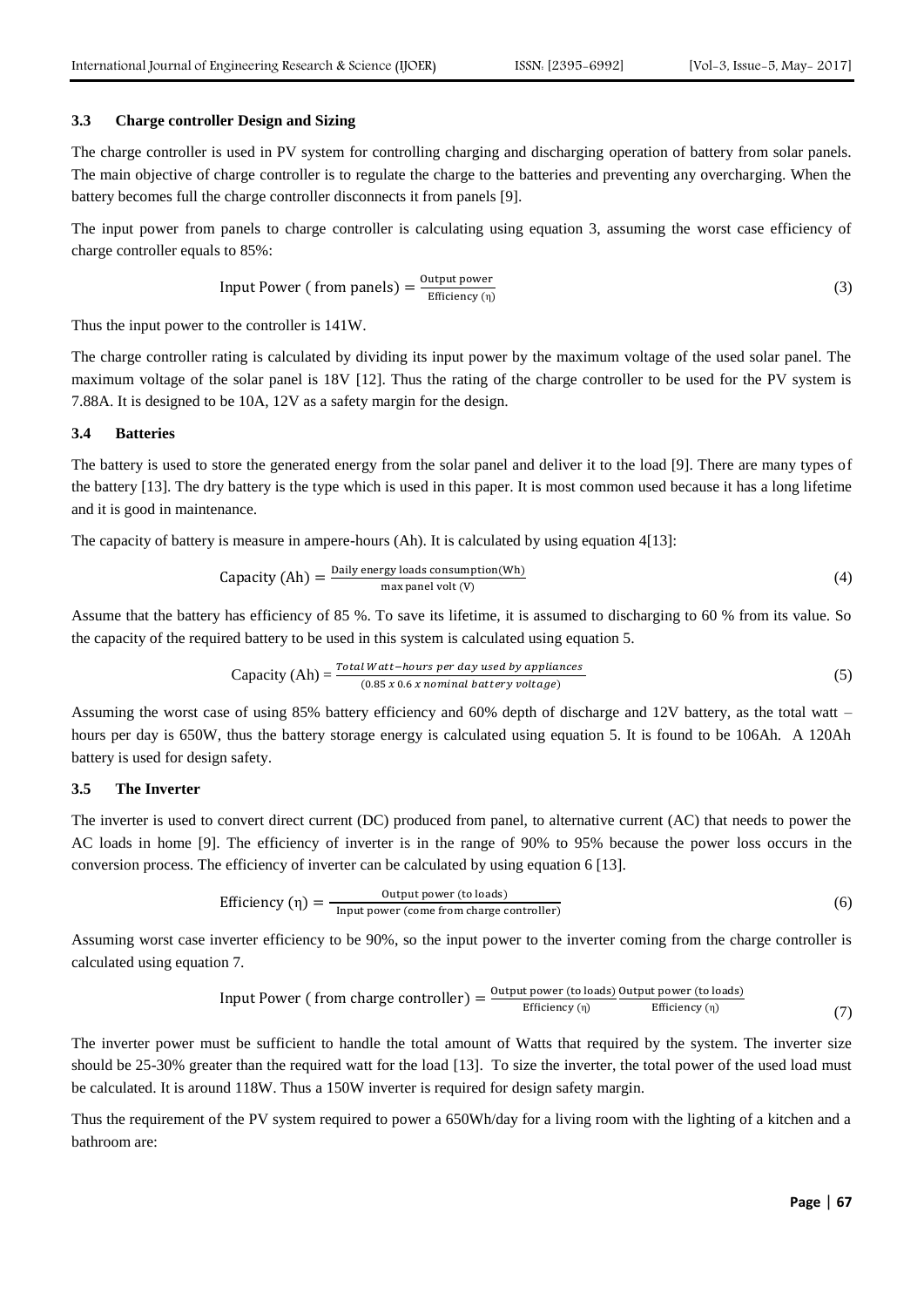### 3.3 Charge controller Design and Sizing

The charge controller is used in PV system for controlling charging and discharging operation of battery from solar panels. The main objective of charge controller is to regulate the charge to the batteries and preventing any overcharging. When the battery becomes full the charge controller disconnects it from panels [9].

The input power from panels to charge controller is calculating using equation 3, assuming the worst case efficiency of charge controller equals to 85%:

$$\text{Input Power ( from panels)} = \frac{\text{Output power}}{\text{Efficiency } (\eta)} \tag{3}$$

Thus the input power to the controller is 141W.

The charge controller rating is calculated by dividing its input power by the maximum voltage of the used solar panel. The maximum voltage of the solar panel is 18V [12]. Thus the rating of the charge controller to be used for the PV system is 7.88A. It is designed to be 10A, 12V as a safety margin for the design.

### 3.4 Batteries

The battery is used to store the generated energy from the solar panel and deliver it to the load [9]. There are many types of the battery [13]. The dry battery is the type which is used in this paper. It is most common used because it has a long lifetime and it is good in maintenance.

The capacity of battery is measure in ampere-hours (Ah). It is calculated by using equation 4[13]:

$$\text{Capacity (Ah)} = \frac{\text{Daily energy loads consumption(Wh)}}{\text{max panel volt (V)}} \tag{4}$$

Assume that the battery has efficiency of 85 %. To save its lifetime, it is assumed to discharging to 60 % from its value. So the capacity of the required battery to be used in this system is calculated using equation 5.

$$\text{Capacity (Ah)} = \frac{Total\ Watt-hours\ per\ day\ used\ by\ appliances}{(0.85\ x\ 0.6\ x\ nominal\ battery\ voltage)} \tag{5}$$

Assuming the worst case of using 85% battery efficiency and 60% depth of discharge and 12V battery, as the total watt – hours per day is 650W, thus the battery storage energy is calculated using equation 5. It is found to be 106Ah. A 120Ah battery is used for design safety.

### 3.5 The Inverter

The inverter is used to convert direct current (DC) produced from panel, to alternative current (AC) that needs to power the AC loads in home [9]. The efficiency of inverter is in the range of 90% to 95% because the power loss occurs in the conversion process. The efficiency of inverter can be calculated by using equation 6 [13].

$$\text{Efficiency } (\eta) = \frac{\text{Output power (to loads)}}{\text{Input power (come from charge controller)}} \tag{6}$$

Assuming worst case inverter efficiency to be 90%, so the input power to the inverter coming from the charge controller is calculated using equation 7.

$$\text{Input Power ( from charge controller)} = \frac{\text{Output power (to loads)}}{\text{Efficiency } (\eta)} \frac{\text{Output power (to loads)}}{\text{Efficiency } (\eta)} \tag{7}$$

The inverter power must be sufficient to handle the total amount of Watts that required by the system. The inverter size should be 25-30% greater than the required watt for the load [13]. To size the inverter, the total power of the used load must be calculated. It is around 118W. Thus a 150W inverter is required for design safety margin.

Thus the requirement of the PV system required to power a 650Wh/day for a living room with the lighting of a kitchen and a bathroom are: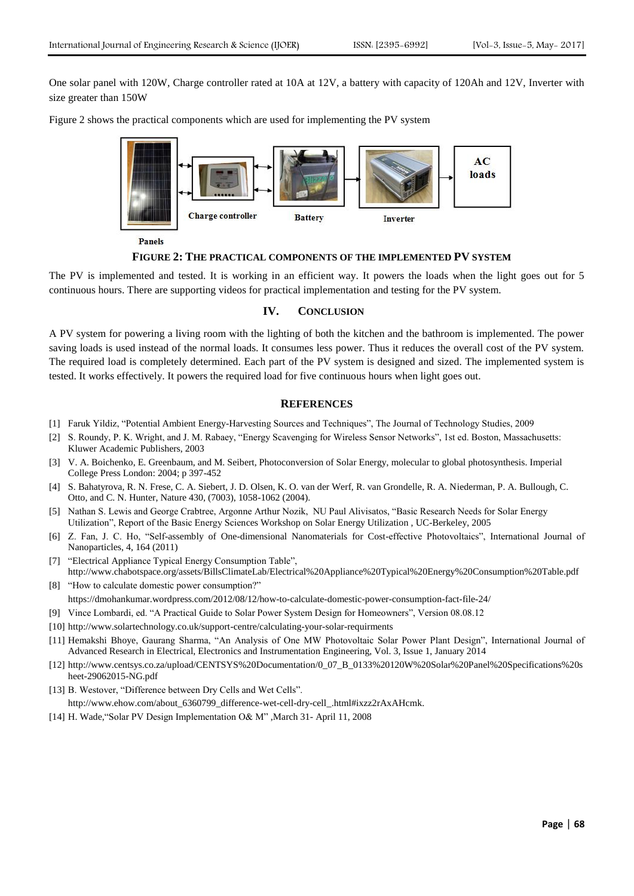One solar panel with 120W, Charge controller rated at 10A at 12V, a battery with capacity of 120Ah and 12V, Inverter with size greater than 150W

Figure 2 shows the practical components which are used for implementing the PV system

Panels

Charge controller

Battery

Inverter

AC loads

**FIGURE 2: THE PRACTICAL COMPONENTS OF THE IMPLEMENTED PV SYSTEM**

The PV is implemented and tested. It is working in an efficient way. It powers the loads when the light goes out for 5 continuous hours. There are supporting videos for practical implementation and testing for the PV system.

## IV. CONCLUSION

A PV system for powering a living room with the lighting of both the kitchen and the bathroom is implemented. The power saving loads is used instead of the normal loads. It consumes less power. Thus it reduces the overall cost of the PV system. The required load is completely determined. Each part of the PV system is designed and sized. The implemented system is tested. It works effectively. It powers the required load for five continuous hours when light goes out.

## REFERENCES

[1] Faruk Yildiz, "Potential Ambient Energy-Harvesting Sources and Techniques", The Journal of Technology Studies, 2009

[2] S. Roundy, P. K. Wright, and J. M. Rabaey, "Energy Scavenging for Wireless Sensor Networks", 1st ed. Boston, Massachusetts: Kluwer Academic Publishers, 2003

[3] V. A. Boichenko, E. Greenbaum, and M. Seibert, Photoconversion of Solar Energy, molecular to global photosynthesis. Imperial College Press London: 2004; p 397-452

[4] S. Bahatyrova, R. N. Frese, C. A. Siebert, J. D. Olsen, K. O. van der Werf, R. van Grondelle, R. A. Niederman, P. A. Bullough, C. Otto, and C. N. Hunter, Nature 430, (7003), 1058-1062 (2004).

[5] Nathan S. Lewis and George Crabtree, Argonne Arthur Nozik, NU Paul Alivisatos, "Basic Research Needs for Solar Energy Utilization", Report of the Basic Energy Sciences Workshop on Solar Energy Utilization , UC-Berkeley, 2005

[6] Z. Fan, J. C. Ho, "Self-assembly of One-dimensional Nanomaterials for Cost-effective Photovoltaics", International Journal of Nanoparticles, 4, 164 (2011)

[7] "Electrical Appliance Typical Energy Consumption Table", http://www.chabotspace.org/assets/BillsClimateLab/Electrical%20Appliance%20Typical%20Energy%20Consumption%20Table.pdf

[8] "How to calculate domestic power consumption?" https://dmohankumar.wordpress.com/2012/08/12/how-to-calculate-domestic-power-consumption-fact-file-24/

[9] Vince Lombardi, ed. "A Practical Guide to Solar Power System Design for Homeowners", Version 08.08.12

[10] http://www.solartechnology.co.uk/support-centre/calculating-your-solar-requirments

[11] Hemakshi Bhoye, Gaurang Sharma, "An Analysis of One MW Photovoltaic Solar Power Plant Design", International Journal of Advanced Research in Electrical, Electronics and Instrumentation Engineering, Vol. 3, Issue 1, January 2014

[12] http://www.centsys.co.za/upload/CENTSYS%20Documentation/0_07_B_0133%20120W%20Solar%20Panel%20Specifications%20sheet-29062015-NG.pdf

[13] B. Westover, "Difference between Dry Cells and Wet Cells". http://www.ehow.com/about_6360799_difference-wet-cell-dry-cell_.html#ixzz2rAxAHcmk.

[14] H. Wade,"Solar PV Design Implementation O& M" ,March 31- April 11, 2008